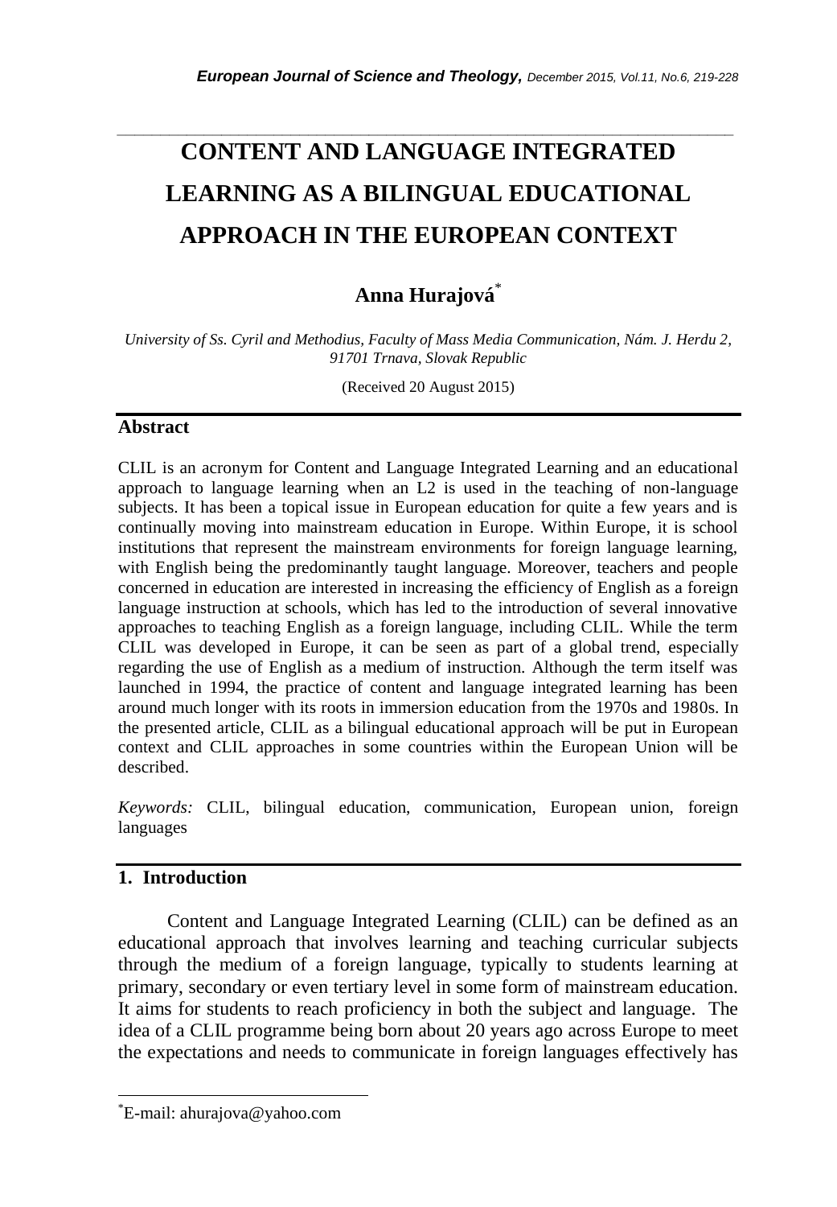# CONTENT AND LANGUAGE INTEGRATED LEARNING AS A BILINGUAL EDUCATIONAL APPROACH IN THE EUROPEAN CONTEXT

**Anna Hurajová**[*]

*University of Ss. Cyril and Methodius, Faculty of Mass Media Communication, Nám. J. Herdu 2, 91701 Trnava, Slovak Republic*

(Received 20 August 2015)

## Abstract

CLIL is an acronym for Content and Language Integrated Learning and an educational approach to language learning when an L2 is used in the teaching of non-language subjects. It has been a topical issue in European education for quite a few years and is continually moving into mainstream education in Europe. Within Europe, it is school institutions that represent the mainstream environments for foreign language learning, with English being the predominantly taught language. Moreover, teachers and people concerned in education are interested in increasing the efficiency of English as a foreign language instruction at schools, which has led to the introduction of several innovative approaches to teaching English as a foreign language, including CLIL. While the term CLIL was developed in Europe, it can be seen as part of a global trend, especially regarding the use of English as a medium of instruction. Although the term itself was launched in 1994, the practice of content and language integrated learning has been around much longer with its roots in immersion education from the 1970s and 1980s. In the presented article, CLIL as a bilingual educational approach will be put in European context and CLIL approaches in some countries within the European Union will be described.

*Keywords:* CLIL, bilingual education, communication, European union, foreign languages

## 1. Introduction

Content and Language Integrated Learning (CLIL) can be defined as an educational approach that involves learning and teaching curricular subjects through the medium of a foreign language, typically to students learning at primary, secondary or even tertiary level in some form of mainstream education. It aims for students to reach proficiency in both the subject and language. The idea of a CLIL programme being born about 20 years ago across Europe to meet the expectations and needs to communicate in foreign languages effectively has

[*]E-mail: ahurajova@yahoo.com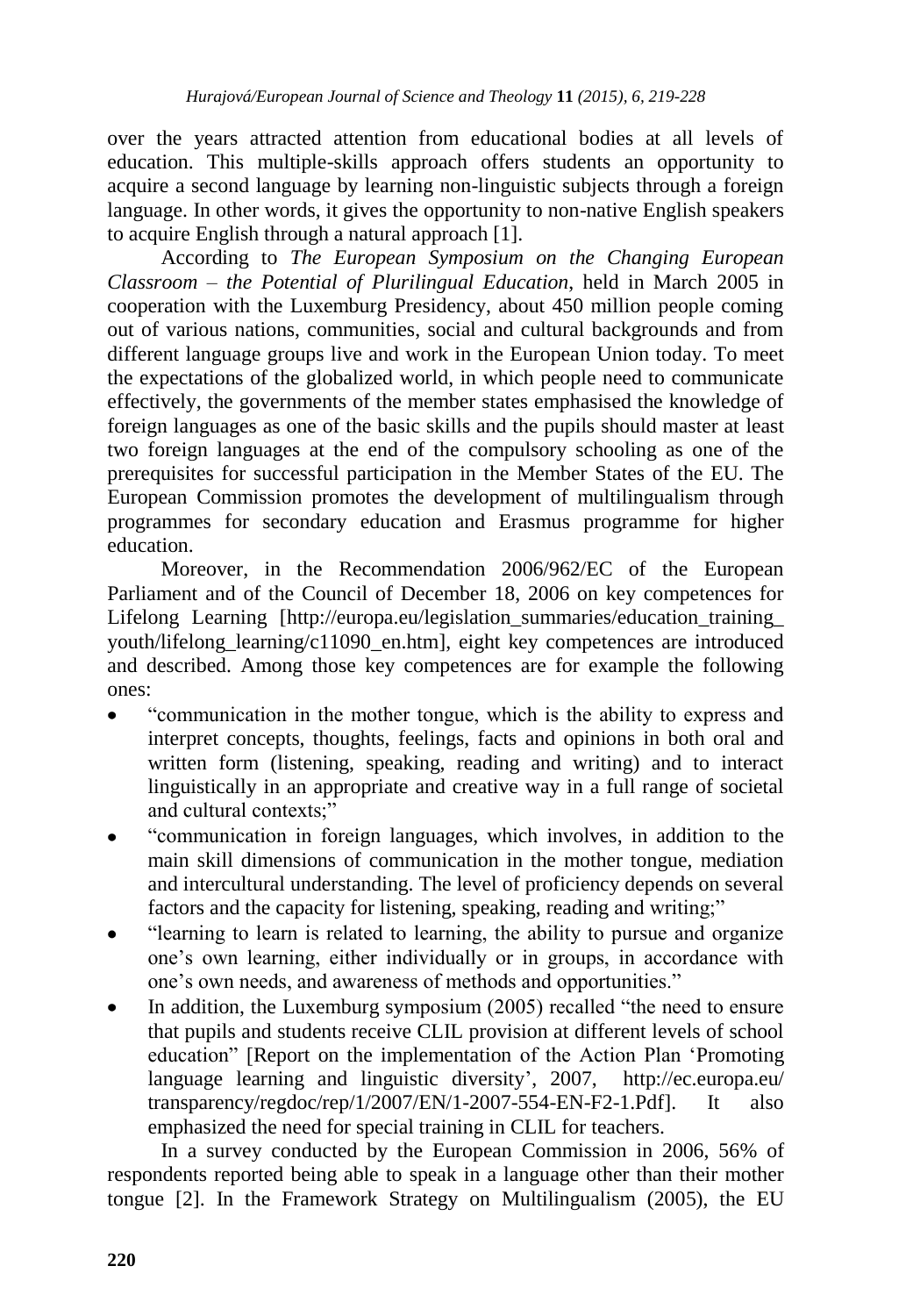over the years attracted attention from educational bodies at all levels of education. This multiple-skills approach offers students an opportunity to acquire a second language by learning non-linguistic subjects through a foreign language. In other words, it gives the opportunity to non-native English speakers to acquire English through a natural approach [1].

According to *The European Symposium on the Changing European Classroom – the Potential of Plurilingual Education*, held in March 2005 in cooperation with the Luxemburg Presidency, about 450 million people coming out of various nations, communities, social and cultural backgrounds and from different language groups live and work in the European Union today. To meet the expectations of the globalized world, in which people need to communicate effectively, the governments of the member states emphasised the knowledge of foreign languages as one of the basic skills and the pupils should master at least two foreign languages at the end of the compulsory schooling as one of the prerequisites for successful participation in the Member States of the EU. The European Commission promotes the development of multilingualism through programmes for secondary education and Erasmus programme for higher education.

Moreover, in the Recommendation 2006/962/EC of the European Parliament and of the Council of December 18, 2006 on key competences for Lifelong Learning [http://europa.eu/legislation_summaries/education_training_youth/lifelong_learning/c11090_en.htm], eight key competences are introduced and described. Among those key competences are for example the following ones:

- "communication in the mother tongue, which is the ability to express and interpret concepts, thoughts, feelings, facts and opinions in both oral and written form (listening, speaking, reading and writing) and to interact linguistically in an appropriate and creative way in a full range of societal and cultural contexts;"
- "communication in foreign languages, which involves, in addition to the main skill dimensions of communication in the mother tongue, mediation and intercultural understanding. The level of proficiency depends on several factors and the capacity for listening, speaking, reading and writing;"
- "learning to learn is related to learning, the ability to pursue and organize one's own learning, either individually or in groups, in accordance with one's own needs, and awareness of methods and opportunities."
- In addition, the Luxemburg symposium (2005) recalled "the need to ensure that pupils and students receive CLIL provision at different levels of school education" [Report on the implementation of the Action Plan 'Promoting language learning and linguistic diversity', 2007, http://ec.europa.eu/transparency/regdoc/rep/1/2007/EN/1-2007-554-EN-F2-1.Pdf]. It also emphasized the need for special training in CLIL for teachers.

In a survey conducted by the European Commission in 2006, 56% of respondents reported being able to speak in a language other than their mother tongue [2]. In the Framework Strategy on Multilingualism (2005), the EU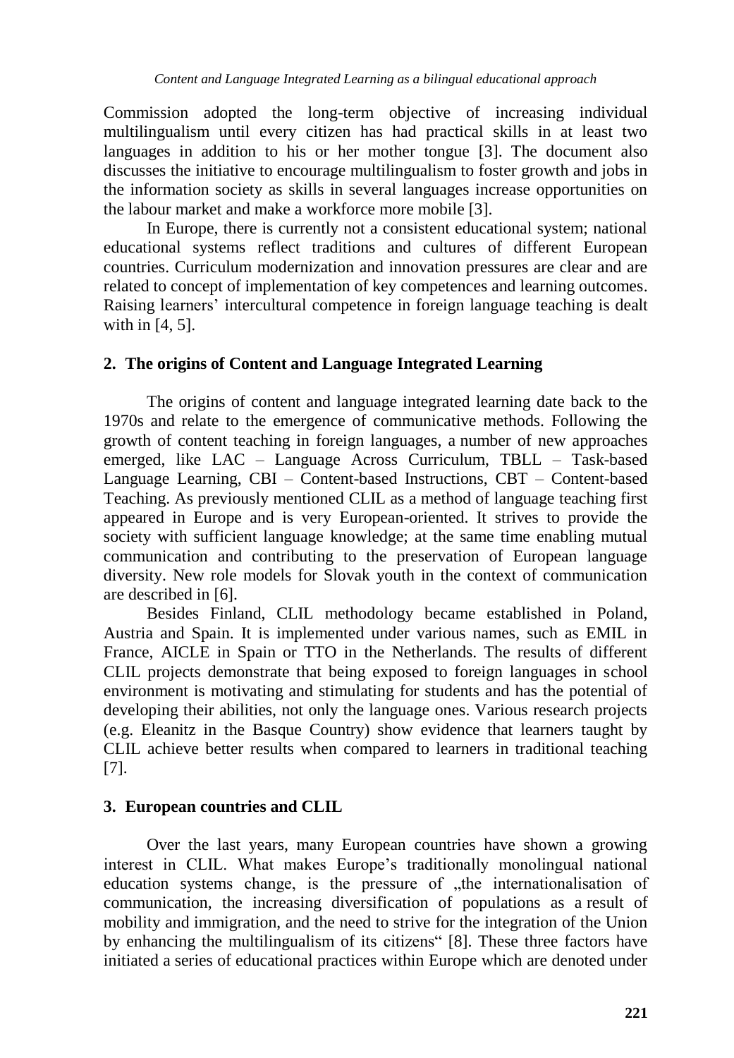Commission adopted the long-term objective of increasing individual multilingualism until every citizen has had practical skills in at least two languages in addition to his or her mother tongue [3]. The document also discusses the initiative to encourage multilingualism to foster growth and jobs in the information society as skills in several languages increase opportunities on the labour market and make a workforce more mobile [3].

In Europe, there is currently not a consistent educational system; national educational systems reflect traditions and cultures of different European countries. Curriculum modernization and innovation pressures are clear and are related to concept of implementation of key competences and learning outcomes. Raising learners' intercultural competence in foreign language teaching is dealt with in [4, 5].

## 2. The origins of Content and Language Integrated Learning

The origins of content and language integrated learning date back to the 1970s and relate to the emergence of communicative methods. Following the growth of content teaching in foreign languages, a number of new approaches emerged, like LAC – Language Across Curriculum, TBLL – Task-based Language Learning, CBI – Content-based Instructions, CBT – Content-based Teaching. As previously mentioned CLIL as a method of language teaching first appeared in Europe and is very European-oriented. It strives to provide the society with sufficient language knowledge; at the same time enabling mutual communication and contributing to the preservation of European language diversity. New role models for Slovak youth in the context of communication are described in [6].

Besides Finland, CLIL methodology became established in Poland, Austria and Spain. It is implemented under various names, such as EMIL in France, AICLE in Spain or TTO in the Netherlands. The results of different CLIL projects demonstrate that being exposed to foreign languages in school environment is motivating and stimulating for students and has the potential of developing their abilities, not only the language ones. Various research projects (e.g. Eleanitz in the Basque Country) show evidence that learners taught by CLIL achieve better results when compared to learners in traditional teaching [7].

## 3. European countries and CLIL

Over the last years, many European countries have shown a growing interest in CLIL. What makes Europe's traditionally monolingual national education systems change, is the pressure of „the internationalisation of communication, the increasing diversification of populations as a result of mobility and immigration, and the need to strive for the integration of the Union by enhancing the multilingualism of its citizens" [8]. These three factors have initiated a series of educational practices within Europe which are denoted under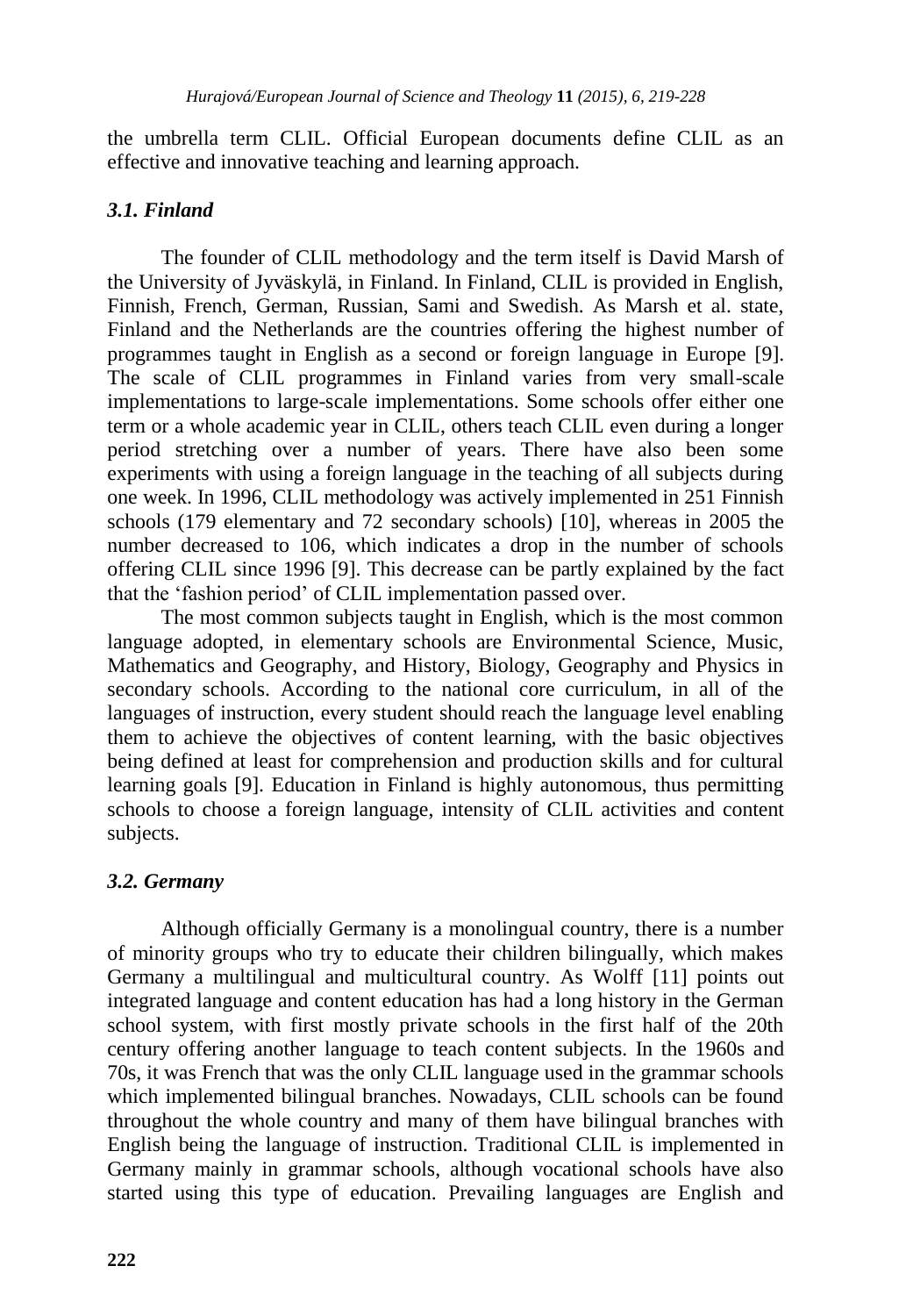the umbrella term CLIL. Official European documents define CLIL as an effective and innovative teaching and learning approach.

### *3.1. Finland*

The founder of CLIL methodology and the term itself is David Marsh of the University of Jyväskylä, in Finland. In Finland, CLIL is provided in English, Finnish, French, German, Russian, Sami and Swedish. As Marsh et al. state, Finland and the Netherlands are the countries offering the highest number of programmes taught in English as a second or foreign language in Europe [9]. The scale of CLIL programmes in Finland varies from very small-scale implementations to large-scale implementations. Some schools offer either one term or a whole academic year in CLIL, others teach CLIL even during a longer period stretching over a number of years. There have also been some experiments with using a foreign language in the teaching of all subjects during one week. In 1996, CLIL methodology was actively implemented in 251 Finnish schools (179 elementary and 72 secondary schools) [10], whereas in 2005 the number decreased to 106, which indicates a drop in the number of schools offering CLIL since 1996 [9]. This decrease can be partly explained by the fact that the 'fashion period' of CLIL implementation passed over.

The most common subjects taught in English, which is the most common language adopted, in elementary schools are Environmental Science, Music, Mathematics and Geography, and History, Biology, Geography and Physics in secondary schools. According to the national core curriculum, in all of the languages of instruction, every student should reach the language level enabling them to achieve the objectives of content learning, with the basic objectives being defined at least for comprehension and production skills and for cultural learning goals [9]. Education in Finland is highly autonomous, thus permitting schools to choose a foreign language, intensity of CLIL activities and content subjects.

### *3.2. Germany*

Although officially Germany is a monolingual country, there is a number of minority groups who try to educate their children bilingually, which makes Germany a multilingual and multicultural country. As Wolff [11] points out integrated language and content education has had a long history in the German school system, with first mostly private schools in the first half of the 20th century offering another language to teach content subjects. In the 1960s and 70s, it was French that was the only CLIL language used in the grammar schools which implemented bilingual branches. Nowadays, CLIL schools can be found throughout the whole country and many of them have bilingual branches with English being the language of instruction. Traditional CLIL is implemented in Germany mainly in grammar schools, although vocational schools have also started using this type of education. Prevailing languages are English and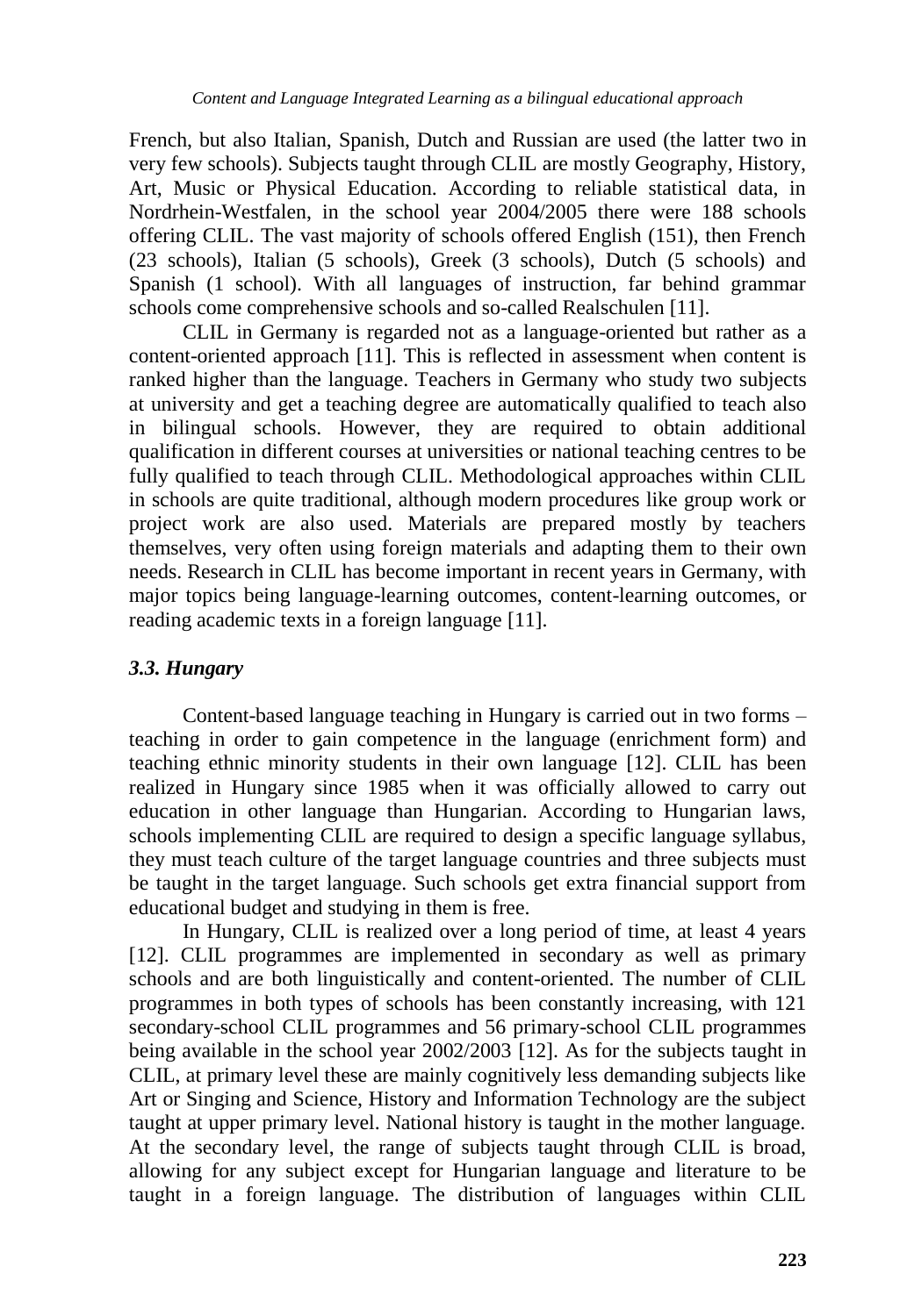French, but also Italian, Spanish, Dutch and Russian are used (the latter two in very few schools). Subjects taught through CLIL are mostly Geography, History, Art, Music or Physical Education. According to reliable statistical data, in Nordrhein-Westfalen, in the school year 2004/2005 there were 188 schools offering CLIL. The vast majority of schools offered English (151), then French (23 schools), Italian (5 schools), Greek (3 schools), Dutch (5 schools) and Spanish (1 school). With all languages of instruction, far behind grammar schools come comprehensive schools and so-called Realschulen [11].

CLIL in Germany is regarded not as a language-oriented but rather as a content-oriented approach [11]. This is reflected in assessment when content is ranked higher than the language. Teachers in Germany who study two subjects at university and get a teaching degree are automatically qualified to teach also in bilingual schools. However, they are required to obtain additional qualification in different courses at universities or national teaching centres to be fully qualified to teach through CLIL. Methodological approaches within CLIL in schools are quite traditional, although modern procedures like group work or project work are also used. Materials are prepared mostly by teachers themselves, very often using foreign materials and adapting them to their own needs. Research in CLIL has become important in recent years in Germany, with major topics being language-learning outcomes, content-learning outcomes, or reading academic texts in a foreign language [11].

### *3.3. Hungary*

Content-based language teaching in Hungary is carried out in two forms – teaching in order to gain competence in the language (enrichment form) and teaching ethnic minority students in their own language [12]. CLIL has been realized in Hungary since 1985 when it was officially allowed to carry out education in other language than Hungarian. According to Hungarian laws, schools implementing CLIL are required to design a specific language syllabus, they must teach culture of the target language countries and three subjects must be taught in the target language. Such schools get extra financial support from educational budget and studying in them is free.

In Hungary, CLIL is realized over a long period of time, at least 4 years [12]. CLIL programmes are implemented in secondary as well as primary schools and are both linguistically and content-oriented. The number of CLIL programmes in both types of schools has been constantly increasing, with 121 secondary-school CLIL programmes and 56 primary-school CLIL programmes being available in the school year 2002/2003 [12]. As for the subjects taught in CLIL, at primary level these are mainly cognitively less demanding subjects like Art or Singing and Science, History and Information Technology are the subject taught at upper primary level. National history is taught in the mother language. At the secondary level, the range of subjects taught through CLIL is broad, allowing for any subject except for Hungarian language and literature to be taught in a foreign language. The distribution of languages within CLIL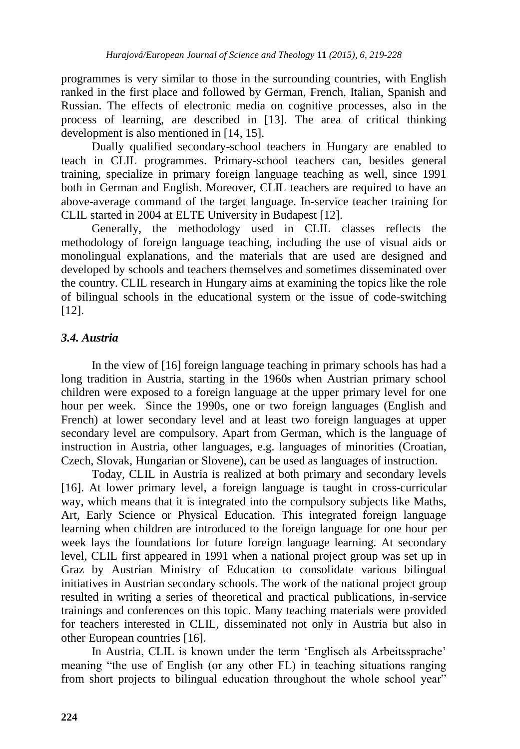programmes is very similar to those in the surrounding countries, with English ranked in the first place and followed by German, French, Italian, Spanish and Russian. The effects of electronic media on cognitive processes, also in the process of learning, are described in [13]. The area of critical thinking development is also mentioned in [14, 15].

Dually qualified secondary-school teachers in Hungary are enabled to teach in CLIL programmes. Primary-school teachers can, besides general training, specialize in primary foreign language teaching as well, since 1991 both in German and English. Moreover, CLIL teachers are required to have an above-average command of the target language. In-service teacher training for CLIL started in 2004 at ELTE University in Budapest [12].

Generally, the methodology used in CLIL classes reflects the methodology of foreign language teaching, including the use of visual aids or monolingual explanations, and the materials that are used are designed and developed by schools and teachers themselves and sometimes disseminated over the country. CLIL research in Hungary aims at examining the topics like the role of bilingual schools in the educational system or the issue of code-switching [12].

### *3.4. Austria*

In the view of [16] foreign language teaching in primary schools has had a long tradition in Austria, starting in the 1960s when Austrian primary school children were exposed to a foreign language at the upper primary level for one hour per week. Since the 1990s, one or two foreign languages (English and French) at lower secondary level and at least two foreign languages at upper secondary level are compulsory. Apart from German, which is the language of instruction in Austria, other languages, e.g. languages of minorities (Croatian, Czech, Slovak, Hungarian or Slovene), can be used as languages of instruction.

Today, CLIL in Austria is realized at both primary and secondary levels [16]. At lower primary level, a foreign language is taught in cross-curricular way, which means that it is integrated into the compulsory subjects like Maths, Art, Early Science or Physical Education. This integrated foreign language learning when children are introduced to the foreign language for one hour per week lays the foundations for future foreign language learning. At secondary level, CLIL first appeared in 1991 when a national project group was set up in Graz by Austrian Ministry of Education to consolidate various bilingual initiatives in Austrian secondary schools. The work of the national project group resulted in writing a series of theoretical and practical publications, in-service trainings and conferences on this topic. Many teaching materials were provided for teachers interested in CLIL, disseminated not only in Austria but also in other European countries [16].

In Austria, CLIL is known under the term 'Englisch als Arbeitssprache' meaning "the use of English (or any other FL) in teaching situations ranging from short projects to bilingual education throughout the whole school year"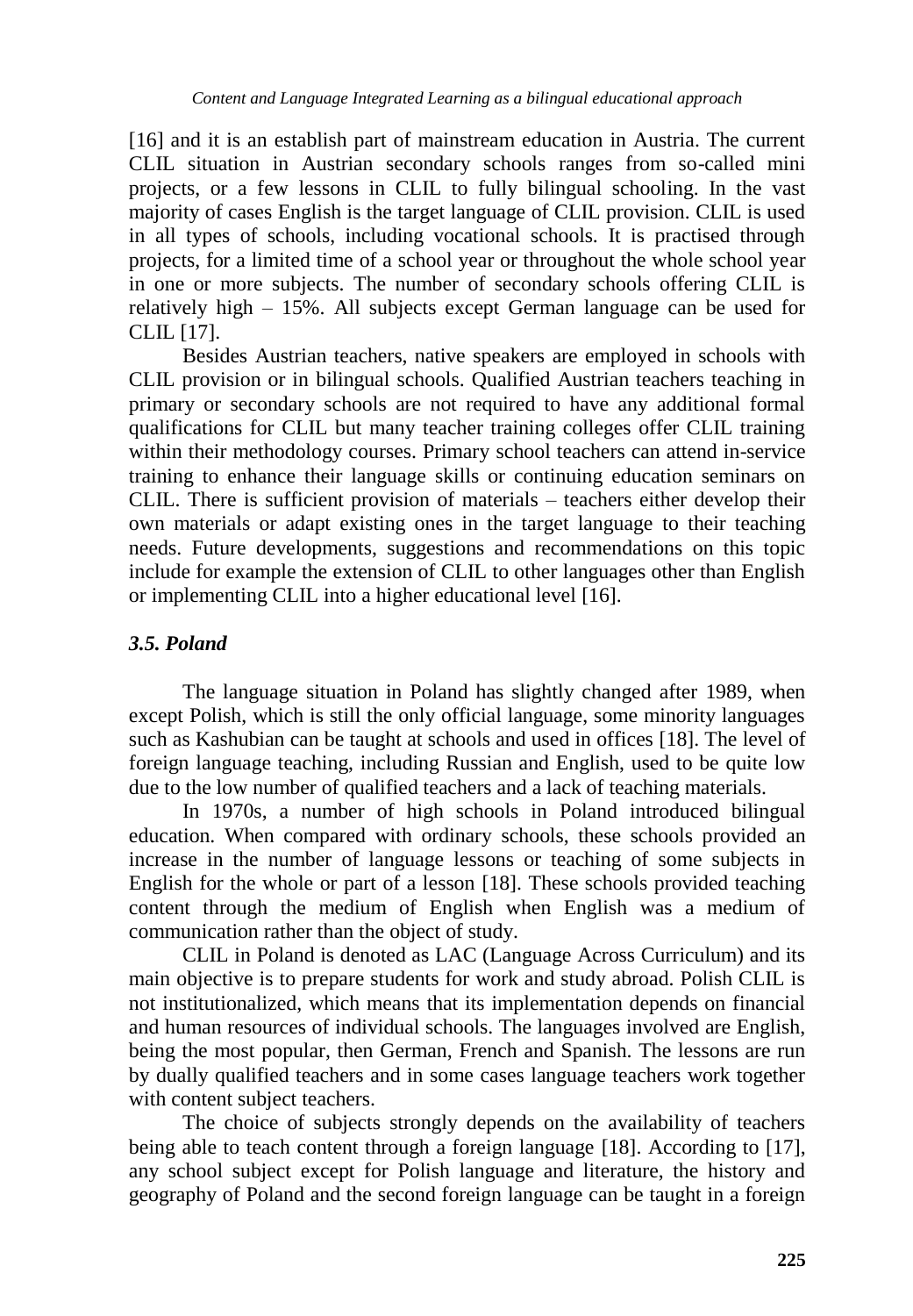[16] and it is an establish part of mainstream education in Austria. The current CLIL situation in Austrian secondary schools ranges from so-called mini projects, or a few lessons in CLIL to fully bilingual schooling. In the vast majority of cases English is the target language of CLIL provision. CLIL is used in all types of schools, including vocational schools. It is practised through projects, for a limited time of a school year or throughout the whole school year in one or more subjects. The number of secondary schools offering CLIL is relatively high – 15%. All subjects except German language can be used for CLIL [17].

Besides Austrian teachers, native speakers are employed in schools with CLIL provision or in bilingual schools. Qualified Austrian teachers teaching in primary or secondary schools are not required to have any additional formal qualifications for CLIL but many teacher training colleges offer CLIL training within their methodology courses. Primary school teachers can attend in-service training to enhance their language skills or continuing education seminars on CLIL. There is sufficient provision of materials – teachers either develop their own materials or adapt existing ones in the target language to their teaching needs. Future developments, suggestions and recommendations on this topic include for example the extension of CLIL to other languages other than English or implementing CLIL into a higher educational level [16].

### *3.5. Poland*

The language situation in Poland has slightly changed after 1989, when except Polish, which is still the only official language, some minority languages such as Kashubian can be taught at schools and used in offices [18]. The level of foreign language teaching, including Russian and English, used to be quite low due to the low number of qualified teachers and a lack of teaching materials.

In 1970s, a number of high schools in Poland introduced bilingual education. When compared with ordinary schools, these schools provided an increase in the number of language lessons or teaching of some subjects in English for the whole or part of a lesson [18]. These schools provided teaching content through the medium of English when English was a medium of communication rather than the object of study.

CLIL in Poland is denoted as LAC (Language Across Curriculum) and its main objective is to prepare students for work and study abroad. Polish CLIL is not institutionalized, which means that its implementation depends on financial and human resources of individual schools. The languages involved are English, being the most popular, then German, French and Spanish. The lessons are run by dually qualified teachers and in some cases language teachers work together with content subject teachers.

The choice of subjects strongly depends on the availability of teachers being able to teach content through a foreign language [18]. According to [17], any school subject except for Polish language and literature, the history and geography of Poland and the second foreign language can be taught in a foreign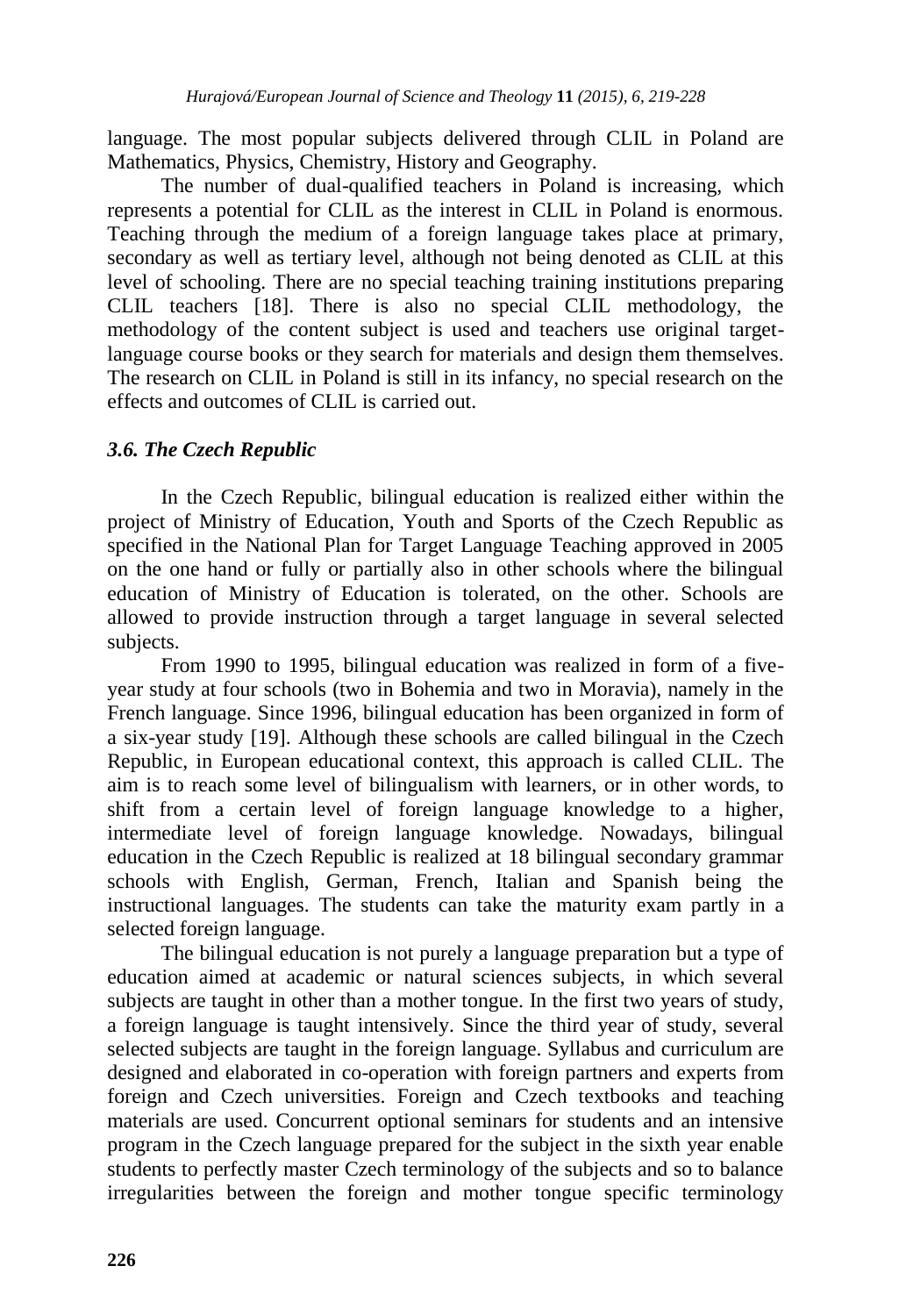language. The most popular subjects delivered through CLIL in Poland are Mathematics, Physics, Chemistry, History and Geography.

The number of dual-qualified teachers in Poland is increasing, which represents a potential for CLIL as the interest in CLIL in Poland is enormous. Teaching through the medium of a foreign language takes place at primary, secondary as well as tertiary level, although not being denoted as CLIL at this level of schooling. There are no special teaching training institutions preparing CLIL teachers [18]. There is also no special CLIL methodology, the methodology of the content subject is used and teachers use original target-language course books or they search for materials and design them themselves. The research on CLIL in Poland is still in its infancy, no special research on the effects and outcomes of CLIL is carried out.

### *3.6. The Czech Republic*

In the Czech Republic, bilingual education is realized either within the project of Ministry of Education, Youth and Sports of the Czech Republic as specified in the National Plan for Target Language Teaching approved in 2005 on the one hand or fully or partially also in other schools where the bilingual education of Ministry of Education is tolerated, on the other. Schools are allowed to provide instruction through a target language in several selected subjects.

From 1990 to 1995, bilingual education was realized in form of a five-year study at four schools (two in Bohemia and two in Moravia), namely in the French language. Since 1996, bilingual education has been organized in form of a six-year study [19]. Although these schools are called bilingual in the Czech Republic, in European educational context, this approach is called CLIL. The aim is to reach some level of bilingualism with learners, or in other words, to shift from a certain level of foreign language knowledge to a higher, intermediate level of foreign language knowledge. Nowadays, bilingual education in the Czech Republic is realized at 18 bilingual secondary grammar schools with English, German, French, Italian and Spanish being the instructional languages. The students can take the maturity exam partly in a selected foreign language.

The bilingual education is not purely a language preparation but a type of education aimed at academic or natural sciences subjects, in which several subjects are taught in other than a mother tongue. In the first two years of study, a foreign language is taught intensively. Since the third year of study, several selected subjects are taught in the foreign language. Syllabus and curriculum are designed and elaborated in co-operation with foreign partners and experts from foreign and Czech universities. Foreign and Czech textbooks and teaching materials are used. Concurrent optional seminars for students and an intensive program in the Czech language prepared for the subject in the sixth year enable students to perfectly master Czech terminology of the subjects and so to balance irregularities between the foreign and mother tongue specific terminology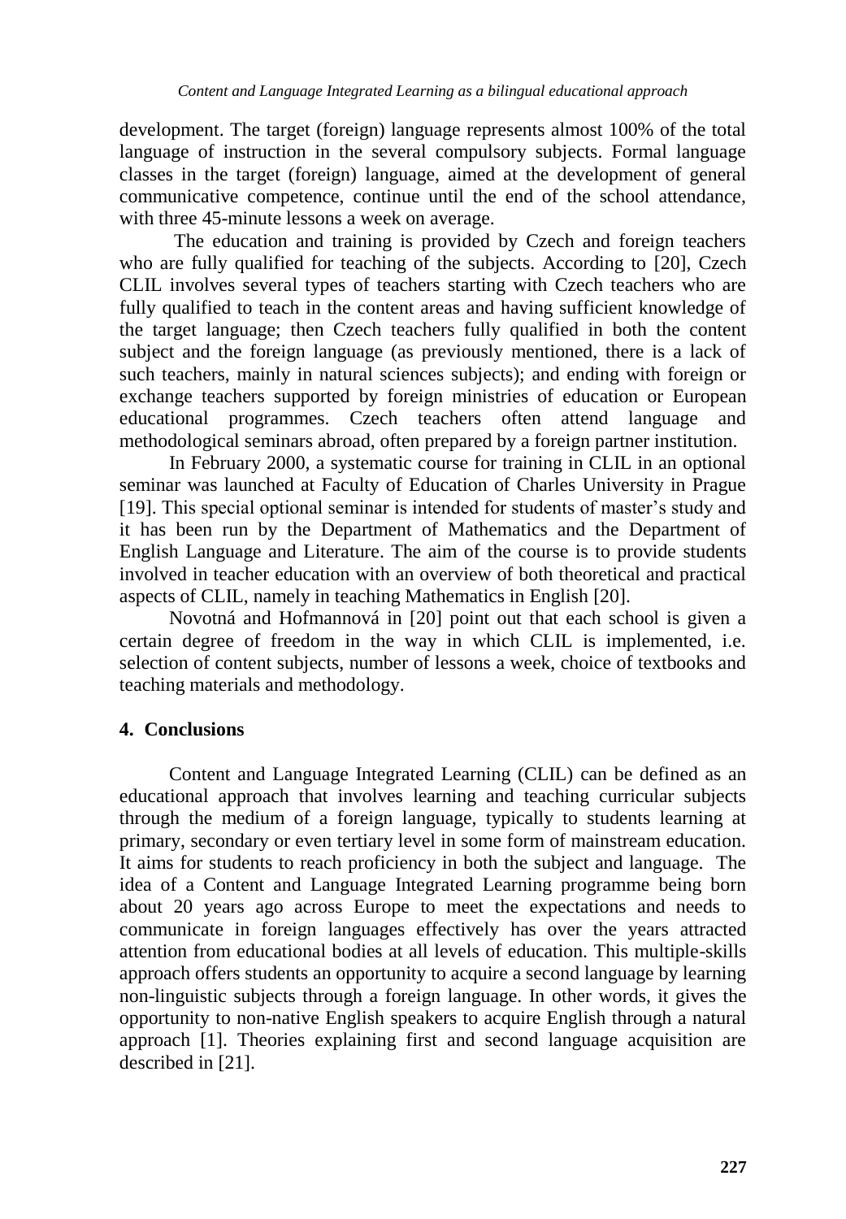development. The target (foreign) language represents almost 100% of the total language of instruction in the several compulsory subjects. Formal language classes in the target (foreign) language, aimed at the development of general communicative competence, continue until the end of the school attendance, with three 45-minute lessons a week on average.

The education and training is provided by Czech and foreign teachers who are fully qualified for teaching of the subjects. According to [20], Czech CLIL involves several types of teachers starting with Czech teachers who are fully qualified to teach in the content areas and having sufficient knowledge of the target language; then Czech teachers fully qualified in both the content subject and the foreign language (as previously mentioned, there is a lack of such teachers, mainly in natural sciences subjects); and ending with foreign or exchange teachers supported by foreign ministries of education or European educational programmes. Czech teachers often attend language and methodological seminars abroad, often prepared by a foreign partner institution.

In February 2000, a systematic course for training in CLIL in an optional seminar was launched at Faculty of Education of Charles University in Prague [19]. This special optional seminar is intended for students of master's study and it has been run by the Department of Mathematics and the Department of English Language and Literature. The aim of the course is to provide students involved in teacher education with an overview of both theoretical and practical aspects of CLIL, namely in teaching Mathematics in English [20].

Novotná and Hofmannová in [20] point out that each school is given a certain degree of freedom in the way in which CLIL is implemented, i.e. selection of content subjects, number of lessons a week, choice of textbooks and teaching materials and methodology.

## 4. Conclusions

Content and Language Integrated Learning (CLIL) can be defined as an educational approach that involves learning and teaching curricular subjects through the medium of a foreign language, typically to students learning at primary, secondary or even tertiary level in some form of mainstream education. It aims for students to reach proficiency in both the subject and language. The idea of a Content and Language Integrated Learning programme being born about 20 years ago across Europe to meet the expectations and needs to communicate in foreign languages effectively has over the years attracted attention from educational bodies at all levels of education. This multiple-skills approach offers students an opportunity to acquire a second language by learning non-linguistic subjects through a foreign language. In other words, it gives the opportunity to non-native English speakers to acquire English through a natural approach [1]. Theories explaining first and second language acquisition are described in [21].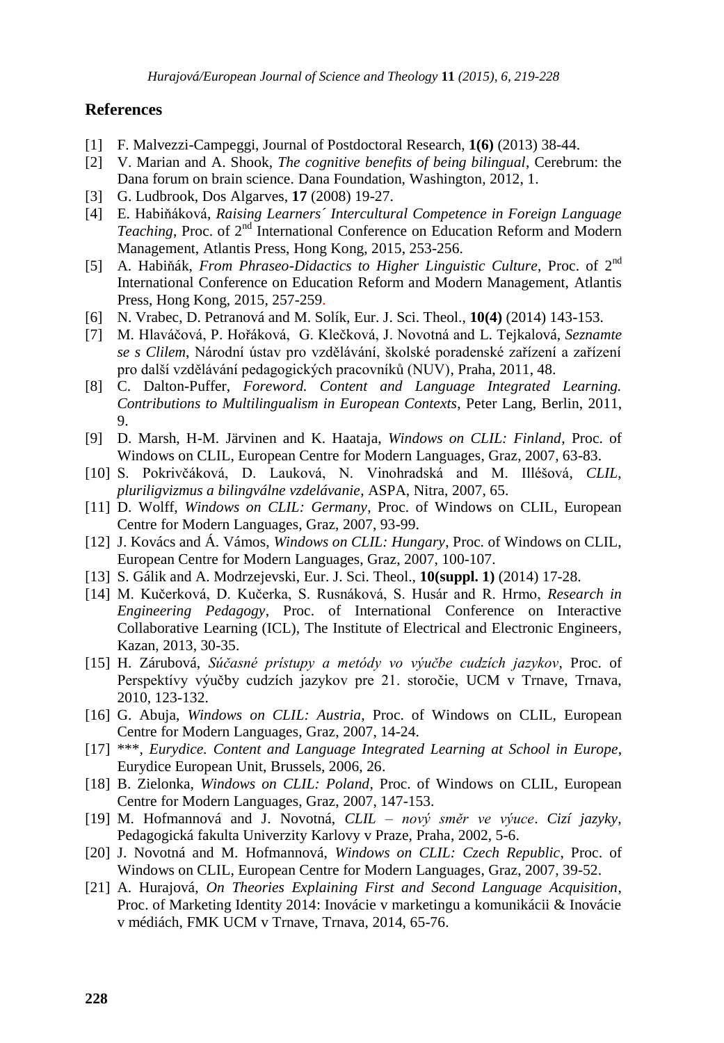## References

[1] F. Malvezzi-Campeggi, Journal of Postdoctoral Research, **1(6)** (2013) 38-44.

[2] V. Marian and A. Shook, *The cognitive benefits of being bilingual*, Cerebrum: the Dana forum on brain science. Dana Foundation, Washington, 2012, 1.

[3] G. Ludbrook, Dos Algarves, **17** (2008) 19-27.

[4] E. Habiňáková, *Raising Learners´ Intercultural Competence in Foreign Language Teaching*, Proc. of 2nd International Conference on Education Reform and Modern Management, Atlantis Press, Hong Kong, 2015, 253-256.

[5] A. Habiňák, *From Phraseo-Didactics to Higher Linguistic Culture*, Proc. of 2nd International Conference on Education Reform and Modern Management, Atlantis Press, Hong Kong, 2015, 257-259.

[6] N. Vrabec, D. Petranová and M. Solík, Eur. J. Sci. Theol., **10(4)** (2014) 143-153.

[7] M. Hlaváčová, P. Hořáková, G. Klečková, J. Novotná and L. Tejkalová, *Seznamte se s Clilem*, Národní ústav pro vzdělávání, školské poradenské zařízení a zařízení pro další vzdělávání pedagogických pracovníků (NUV), Praha, 2011, 48.

[8] C. Dalton-Puffer, *Foreword. Content and Language Integrated Learning. Contributions to Multilingualism in European Contexts*, Peter Lang, Berlin, 2011, 9.

[9] D. Marsh, H-M. Järvinen and K. Haataja, *Windows on CLIL: Finland*, Proc. of Windows on CLIL, European Centre for Modern Languages, Graz, 2007, 63-83.

[10] S. Pokrivčáková, D. Lauková, N. Vinohradská and M. Illéšová, *CLIL, pluriligvizmus a bilingválne vzdelávanie*, ASPA, Nitra, 2007, 65.

[11] D. Wolff, *Windows on CLIL: Germany*, Proc. of Windows on CLIL, European Centre for Modern Languages, Graz, 2007, 93-99.

[12] J. Kovács and Á. Vámos, *Windows on CLIL: Hungary*, Proc. of Windows on CLIL, European Centre for Modern Languages, Graz, 2007, 100-107.

[13] S. Gálik and A. Modrzejevski, Eur. J. Sci. Theol., **10(suppl. 1)** (2014) 17-28.

[14] M. Kučerková, D. Kučerka, S. Rusnáková, S. Husár and R. Hrmo, *Research in Engineering Pedagogy*, Proc. of International Conference on Interactive Collaborative Learning (ICL), The Institute of Electrical and Electronic Engineers, Kazan, 2013, 30-35.

[15] H. Zárubová, *Súčasné prístupy a metódy vo výučbe cudzích jazykov*, Proc. of Perspektívy výučby cudzích jazykov pre 21. storočie, UCM v Trnave, Trnava, 2010, 123-132.

[16] G. Abuja, *Windows on CLIL: Austria*, Proc. of Windows on CLIL, European Centre for Modern Languages, Graz, 2007, 14-24.

[17] ***, *Eurydice. Content and Language Integrated Learning at School in Europe*, Eurydice European Unit, Brussels, 2006, 26.

[18] B. Zielonka, *Windows on CLIL: Poland*, Proc. of Windows on CLIL, European Centre for Modern Languages, Graz, 2007, 147-153.

[19] M. Hofmannová and J. Novotná, *CLIL – nový směr ve výuce*. *Cizí jazyky*, Pedagogická fakulta Univerzity Karlovy v Praze, Praha, 2002, 5-6.

[20] J. Novotná and M. Hofmannová, *Windows on CLIL: Czech Republic*, Proc. of Windows on CLIL, European Centre for Modern Languages, Graz, 2007, 39-52.

[21] A. Hurajová, *On Theories Explaining First and Second Language Acquisition*, Proc. of Marketing Identity 2014: Inovácie v marketingu a komunikácii & Inovácie v médiách, FMK UCM v Trnave, Trnava, 2014, 65-76.